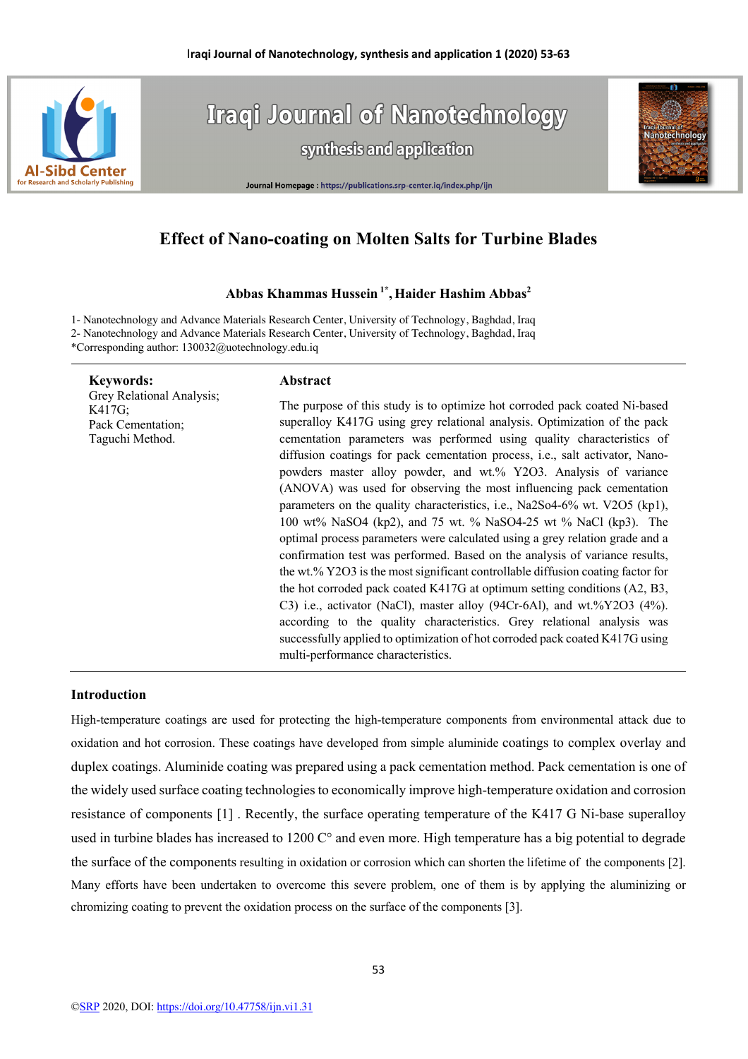# Effect of Nano-coating on Molten Salts for Turbine Blades

**Abbas Khammas Hussein [1*], Haider Hashim Abbas[2]**

1- Nanotechnology and Advance Materials Research Center, University of Technology, Baghdad, Iraq
2- Nanotechnology and Advance Materials Research Center, University of Technology, Baghdad, Iraq
*Corresponding author: 130032@uotechnology.edu.iq

**Keywords:**
Grey Relational Analysis;
K417G;
Pack Cementation;
Taguchi Method.

## Abstract

The purpose of this study is to optimize hot corroded pack coated Ni-based superalloy K417G using grey relational analysis. Optimization of the pack cementation parameters was performed using quality characteristics of diffusion coatings for pack cementation process, i.e., salt activator, Nano-powders master alloy powder, and wt.% $Y_2O_3$. Analysis of variance (ANOVA) was used for observing the most influencing pack cementation parameters on the quality characteristics, i.e., $Na_2So_4$-6% wt. $V_2O_5$ (kp1), 100 wt% $NaSO_4$ (kp2), and 75 wt. % $NaSO_4$-25 wt % NaCl (kp3). The optimal process parameters were calculated using a grey relation grade and a confirmation test was performed. Based on the analysis of variance results, the wt.% $Y_2O_3$ is the most significant controllable diffusion coating factor for the hot corroded pack coated K417G at optimum setting conditions (A2, B3, C3) i.e., activator (NaCl), master alloy (94Cr-6Al), and wt.%$Y_2O_3$ (4%). according to the quality characteristics. Grey relational analysis was successfully applied to optimization of hot corroded pack coated K417G using multi-performance characteristics.

## Introduction

High-temperature coatings are used for protecting the high-temperature components from environmental attack due to oxidation and hot corrosion. These coatings have developed from simple aluminide coatings to complex overlay and duplex coatings. Aluminide coating was prepared using a pack cementation method. Pack cementation is one of the widely used surface coating technologies to economically improve high-temperature oxidation and corrosion resistance of components [1] . Recently, the surface operating temperature of the K417 G Ni-base superalloy used in turbine blades has increased to 1200 C° and even more. High temperature has a big potential to degrade the surface of the components resulting in oxidation or corrosion which can shorten the lifetime of the components [2]. Many efforts have been undertaken to overcome this severe problem, one of them is by applying the aluminizing or chromizing coating to prevent the oxidation process on the surface of the components [3].

©SRP 2020, DOI: https://doi.org/10.47758/ijn.vi1.31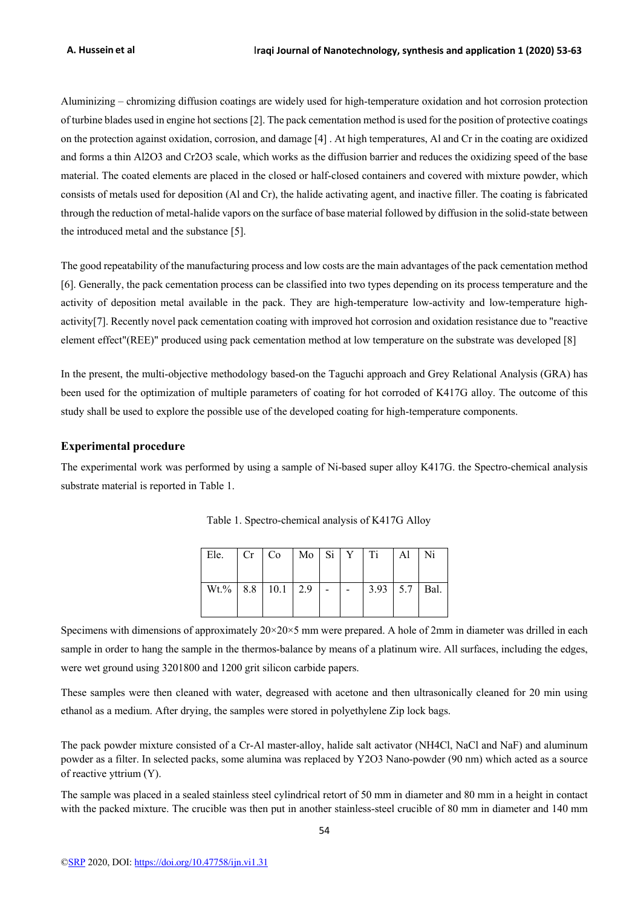Aluminizing – chromizing diffusion coatings are widely used for high-temperature oxidation and hot corrosion protection of turbine blades used in engine hot sections [2]. The pack cementation method is used for the position of protective coatings on the protection against oxidation, corrosion, and damage [4] . At high temperatures, Al and Cr in the coating are oxidized and forms a thin $Al_2O_3$ and $Cr_2O_3$ scale, which works as the diffusion barrier and reduces the oxidizing speed of the base material. The coated elements are placed in the closed or half-closed containers and covered with mixture powder, which consists of metals used for deposition (Al and Cr), the halide activating agent, and inactive filler. The coating is fabricated through the reduction of metal-halide vapors on the surface of base material followed by diffusion in the solid-state between the introduced metal and the substance [5].

The good repeatability of the manufacturing process and low costs are the main advantages of the pack cementation method [6]. Generally, the pack cementation process can be classified into two types depending on its process temperature and the activity of deposition metal available in the pack. They are high-temperature low-activity and low-temperature high-activity[7]. Recently novel pack cementation coating with improved hot corrosion and oxidation resistance due to "reactive element effect"(REE)" produced using pack cementation method at low temperature on the substrate was developed [8]

In the present, the multi-objective methodology based-on the Taguchi approach and Grey Relational Analysis (GRA) has been used for the optimization of multiple parameters of coating for hot corroded of K417G alloy. The outcome of this study shall be used to explore the possible use of the developed coating for high-temperature components.

## Experimental procedure

The experimental work was performed by using a sample of Ni-based super alloy K417G. the Spectro-chemical analysis substrate material is reported in Table 1.

Table 1. Spectro-chemical analysis of K417G Alloy

| Ele. | Cr | Co | Mo | Si | Y | Ti | Al | Ni |
|---|---|---|---|---|---|---|---|---|
| Wt.% | 8.8 | 10.1 | 2.9 | - | - | 3.93 | 5.7 | Bal. |

Specimens with dimensions of approximately 20×20×5 mm were prepared. A hole of 2mm in diameter was drilled in each sample in order to hang the sample in the thermos-balance by means of a platinum wire. All surfaces, including the edges, were wet ground using 3201800 and 1200 grit silicon carbide papers.

These samples were then cleaned with water, degreased with acetone and then ultrasonically cleaned for 20 min using ethanol as a medium. After drying, the samples were stored in polyethylene Zip lock bags.

The pack powder mixture consisted of a Cr-Al master-alloy, halide salt activator ($NH_4Cl$, NaCl and NaF) and aluminum powder as a filter. In selected packs, some alumina was replaced by $Y_2O_3$ Nano-powder (90 nm) which acted as a source of reactive yttrium (Y).

The sample was placed in a sealed stainless steel cylindrical retort of 50 mm in diameter and 80 mm in a height in contact with the packed mixture. The crucible was then put in another stainless-steel crucible of 80 mm in diameter and 140 mm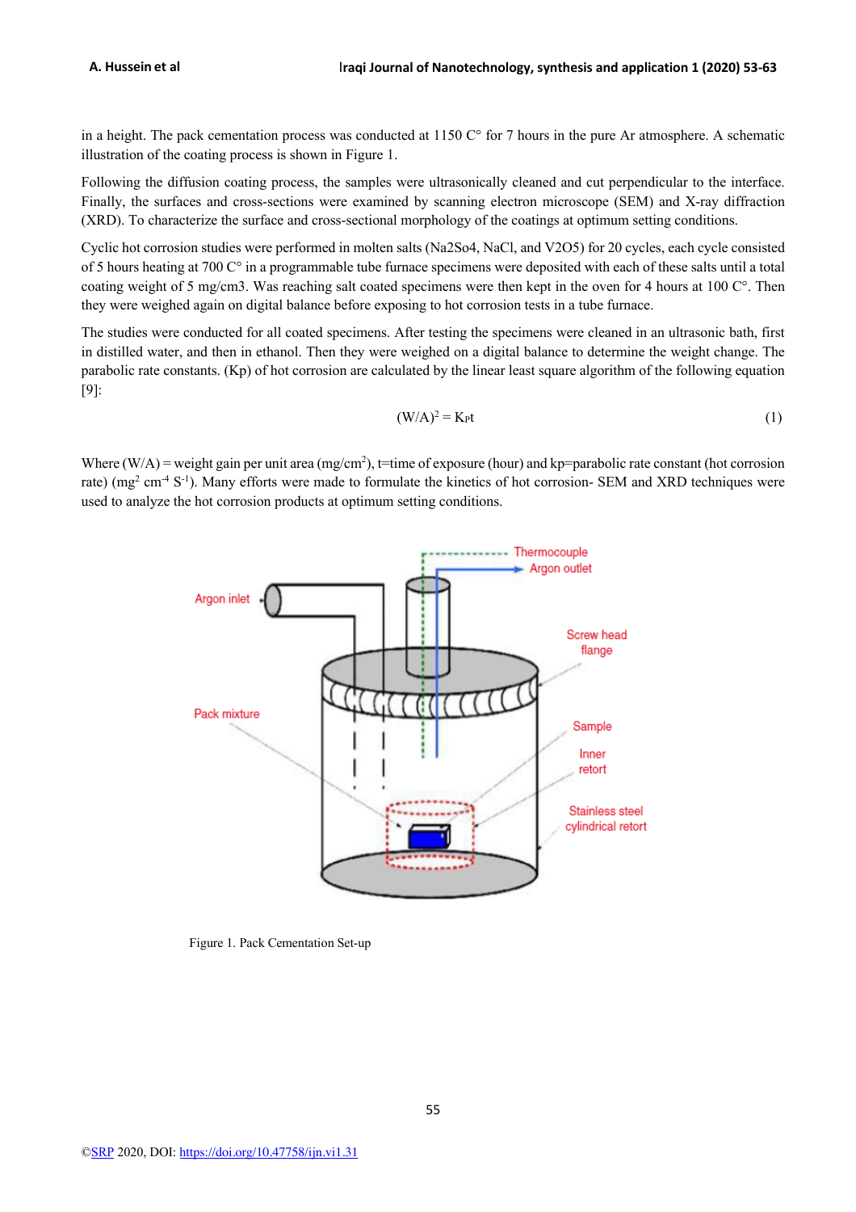in a height. The pack cementation process was conducted at 1150 C° for 7 hours in the pure Ar atmosphere. A schematic illustration of the coating process is shown in Figure 1.

Following the diffusion coating process, the samples were ultrasonically cleaned and cut perpendicular to the interface. Finally, the surfaces and cross-sections were examined by scanning electron microscope (SEM) and X-ray diffraction (XRD). To characterize the surface and cross-sectional morphology of the coatings at optimum setting conditions.

Cyclic hot corrosion studies were performed in molten salts ($Na_2So4$, NaCl, and $V_2O_5$) for 20 cycles, each cycle consisted of 5 hours heating at 700 C° in a programmable tube furnace specimens were deposited with each of these salts until a total coating weight of 5 mg/cm3. Was reaching salt coated specimens were then kept in the oven for 4 hours at 100 C°. Then they were weighed again on digital balance before exposing to hot corrosion tests in a tube furnace.

The studies were conducted for all coated specimens. After testing the specimens were cleaned in an ultrasonic bath, first in distilled water, and then in ethanol. Then they were weighed on a digital balance to determine the weight change. The parabolic rate constants. (Kp) of hot corrosion are calculated by the linear least square algorithm of the following equation [9]:

$$(W/A)^2 = K_P t \quad (1)$$

Where (W/A) = weight gain per unit area (mg/cm$^2$), t=time of exposure (hour) and kp=parabolic rate constant (hot corrosion rate) (mg$^2$ cm$^{-4}$ S$^{-1}$). Many efforts were made to formulate the kinetics of hot corrosion- SEM and XRD techniques were used to analyze the hot corrosion products at optimum setting conditions.

Figure 1. Pack Cementation Set-up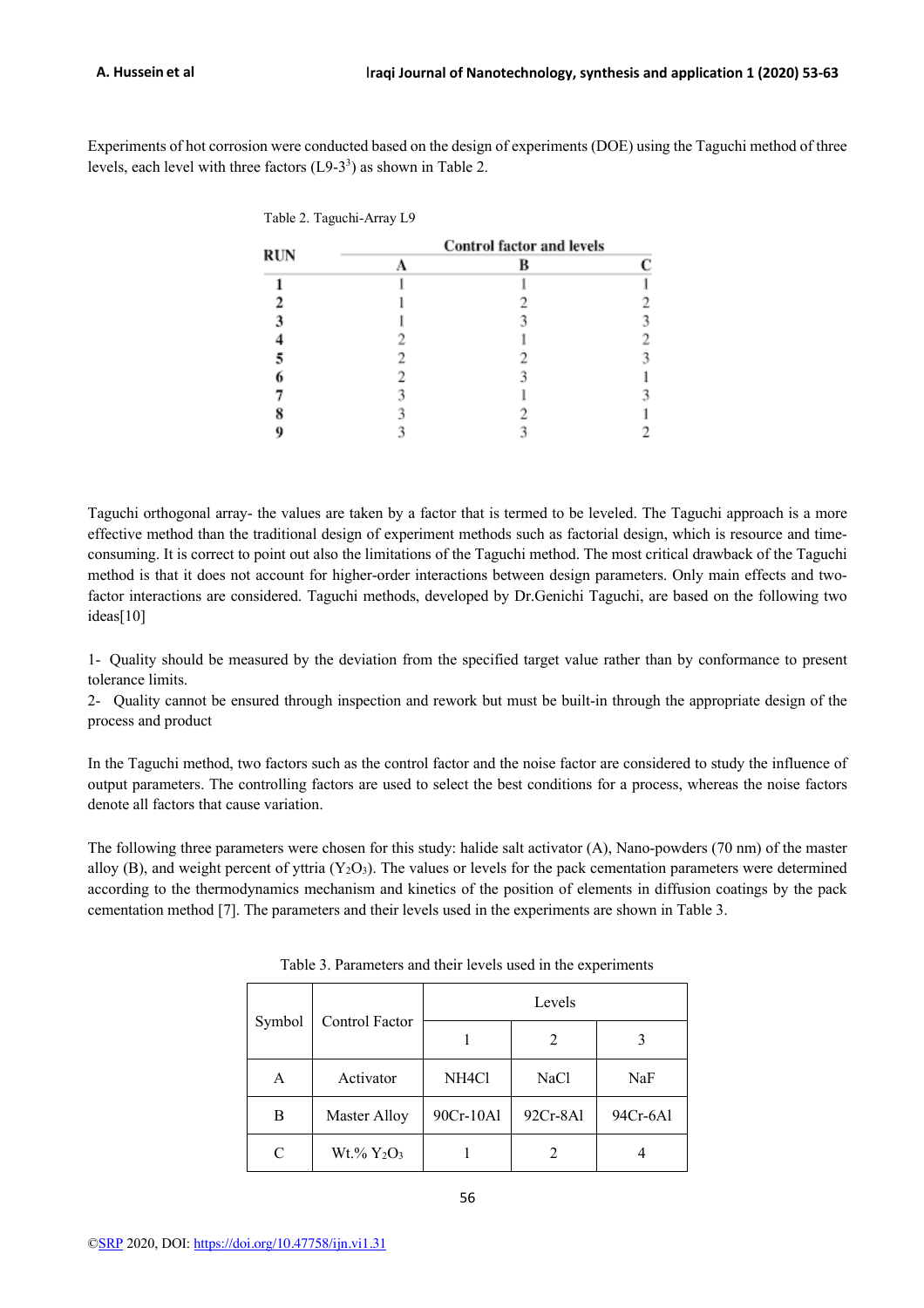Experiments of hot corrosion were conducted based on the design of experiments (DOE) using the Taguchi method of three levels, each level with three factors (L9-$3^3$) as shown in Table 2.

Table 2. Taguchi-Array L9

| RUN | Control factor and levels | | |
|---|---|---|---|
| | A | B | C |
| 1 | 1 | 1 | 1 |
| 2 | 1 | 2 | 2 |
| 3 | 1 | 3 | 3 |
| 4 | 2 | 1 | 2 |
| 5 | 2 | 2 | 3 |
| 6 | 2 | 3 | 1 |
| 7 | 3 | 1 | 3 |
| 8 | 3 | 2 | 1 |
| 9 | 3 | 3 | 2 |

Taguchi orthogonal array- the values are taken by a factor that is termed to be leveled. The Taguchi approach is a more effective method than the traditional design of experiment methods such as factorial design, which is resource and time-consuming. It is correct to point out also the limitations of the Taguchi method. The most critical drawback of the Taguchi method is that it does not account for higher-order interactions between design parameters. Only main effects and two-factor interactions are considered. Taguchi methods, developed by Dr.Genichi Taguchi, are based on the following two ideas[10]

1- Quality should be measured by the deviation from the specified target value rather than by conformance to present tolerance limits.
2- Quality cannot be ensured through inspection and rework but must be built-in through the appropriate design of the process and product

In the Taguchi method, two factors such as the control factor and the noise factor are considered to study the influence of output parameters. The controlling factors are used to select the best conditions for a process, whereas the noise factors denote all factors that cause variation.

The following three parameters were chosen for this study: halide salt activator (A), Nano-powders (70 nm) of the master alloy (B), and weight percent of yttria ($Y_2O_3$). The values or levels for the pack cementation parameters were determined according to the thermodynamics mechanism and kinetics of the position of elements in diffusion coatings by the pack cementation method [7]. The parameters and their levels used in the experiments are shown in Table 3.

Table 3. Parameters and their levels used in the experiments

| Symbol | Control Factor | Levels | | |
|---|---|---|---|---|
| | | 1 | 2 | 3 |
| A | Activator | $NH_4Cl$ | NaCl | NaF |
| B | Master Alloy | 90Cr-10Al | 92Cr-8Al | 94Cr-6Al |
| C | Wt.% $Y_2O_3$ | 1 | 2 | 4 |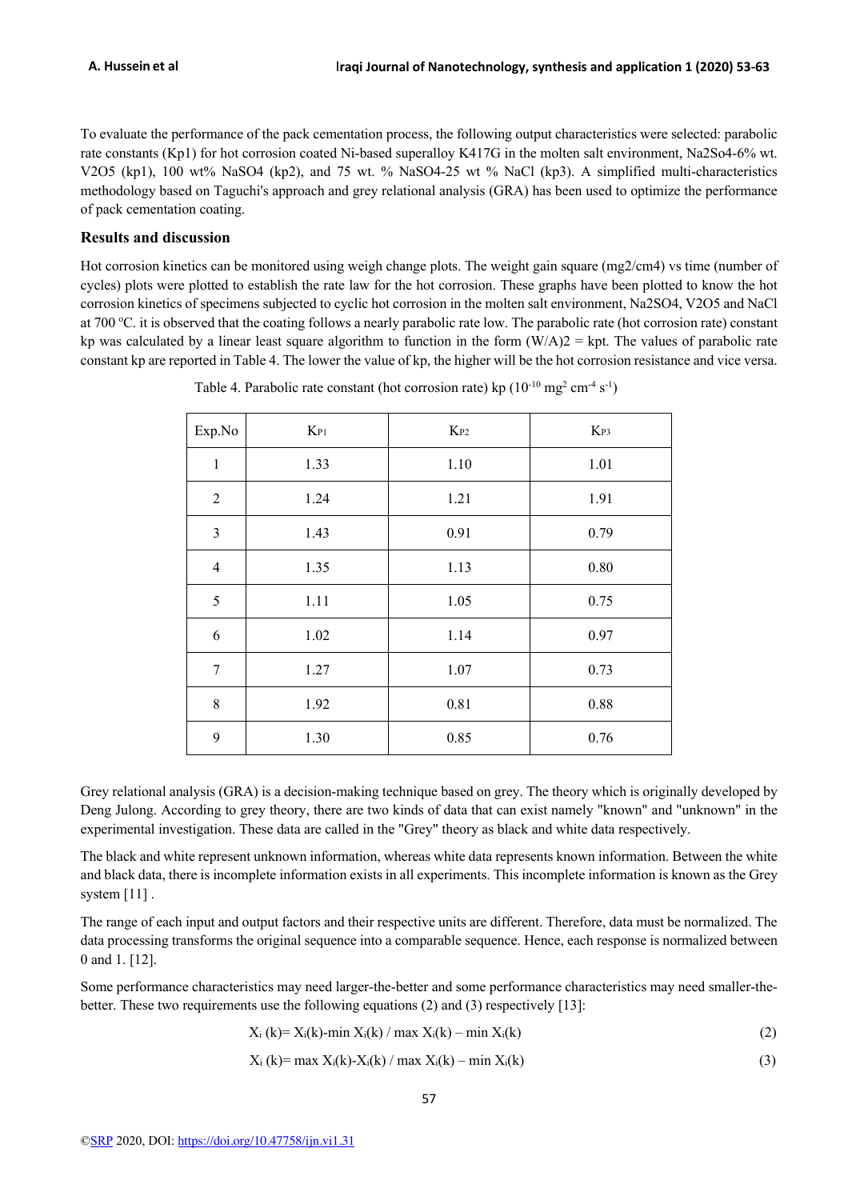To evaluate the performance of the pack cementation process, the following output characteristics were selected: parabolic rate constants (Kp1) for hot corrosion coated Ni-based superalloy K417G in the molten salt environment, $Na_2So_4$-6% wt. $V_2O_5$ (kp1), 100 wt% $NaSO_4$ (kp2), and 75 wt. % $NaSO_4$-25 wt % NaCl (kp3). A simplified multi-characteristics methodology based on Taguchi's approach and grey relational analysis (GRA) has been used to optimize the performance of pack cementation coating.

## Results and discussion

Hot corrosion kinetics can be monitored using weigh change plots. The weight gain square (mg2/cm4) vs time (number of cycles) plots were plotted to establish the rate law for the hot corrosion. These graphs have been plotted to know the hot corrosion kinetics of specimens subjected to cyclic hot corrosion in the molten salt environment, $Na_2SO_4$, $V_2O_5$ and NaCl at 700 °C. it is observed that the coating follows a nearly parabolic rate low. The parabolic rate (hot corrosion rate) constant kp was calculated by a linear least square algorithm to function in the form $(W/A)2 = kpt$. The values of parabolic rate constant kp are reported in Table 4. The lower the value of kp, the higher will be the hot corrosion resistance and vice versa.

Table 4. Parabolic rate constant (hot corrosion rate) kp ($10^{-10}$ $mg^2$ $cm^{-4}$ $s^{-1}$)

| Exp.No | $K_{P1}$ | $K_{P2}$ | $K_{P3}$ |
|---|---|---|---|
| 1 | 1.33 | 1.10 | 1.01 |
| 2 | 1.24 | 1.21 | 1.91 |
| 3 | 1.43 | 0.91 | 0.79 |
| 4 | 1.35 | 1.13 | 0.80 |
| 5 | 1.11 | 1.05 | 0.75 |
| 6 | 1.02 | 1.14 | 0.97 |
| 7 | 1.27 | 1.07 | 0.73 |
| 8 | 1.92 | 0.81 | 0.88 |
| 9 | 1.30 | 0.85 | 0.76 |

Grey relational analysis (GRA) is a decision-making technique based on grey. The theory which is originally developed by Deng Julong. According to grey theory, there are two kinds of data that can exist namely "known" and "unknown" in the experimental investigation. These data are called in the "Grey" theory as black and white data respectively.

The black and white represent unknown information, whereas white data represents known information. Between the white and black data, there is incomplete information exists in all experiments. This incomplete information is known as the Grey system [11] .

The range of each input and output factors and their respective units are different. Therefore, data must be normalized. The data processing transforms the original sequence into a comparable sequence. Hence, each response is normalized between 0 and 1. [12].

Some performance characteristics may need larger-the-better and some performance characteristics may need smaller-the-better. These two requirements use the following equations (2) and (3) respectively [13]:

$$X_i(k) = X_i(k) - \min X_i(k) / \max X_i(k) - \min X_i(k) \quad (2)$$

$$X_i(k) = \max X_i(k) - X_i(k) / \max X_i(k) - \min X_i(k) \quad (3)$$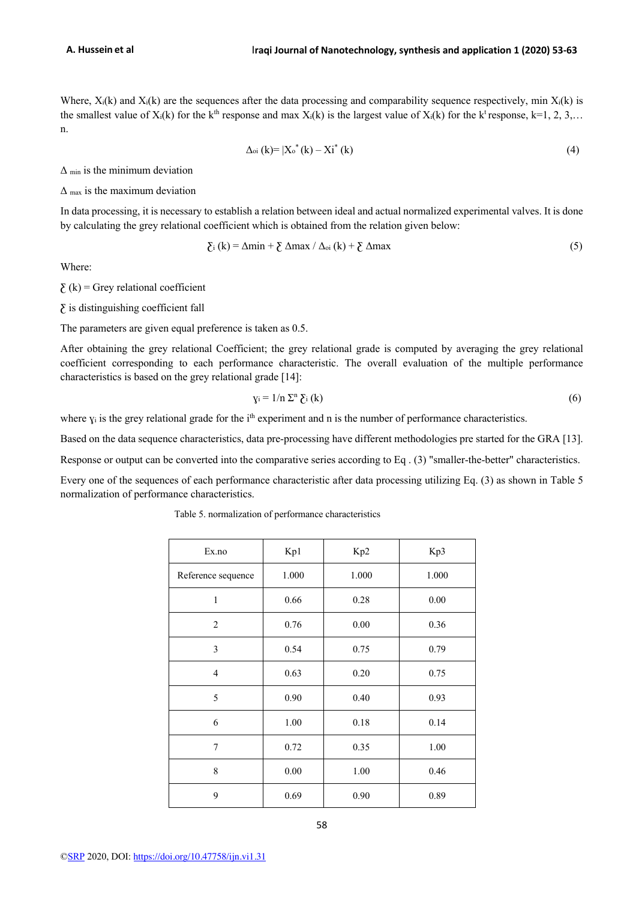Where, $X_i(k)$ and $X_i(k)$ are the sequences after the data processing and comparability sequence respectively, min $X_i(k)$ is the smallest value of $X_i(k)$ for the $k^{th}$ response and max $X_i(k)$ is the largest value of $X_i(k)$ for the $k^t$ response, k=1, 2, 3,… n.

$$\Delta_{oi}(k) = |X_o^*(k) - X_i^*(k)| \tag{4}$$

$\Delta_{min}$ is the minimum deviation

$\Delta_{max}$ is the maximum deviation

In data processing, it is necessary to establish a relation between ideal and actual normalized experimental valves. It is done by calculating the grey relational coefficient which is obtained from the relation given below:

$$\xi_i(k) = \Delta min + \xi \, \Delta max / \Delta_{oi}(k) + \xi \, \Delta max \tag{5}$$

Where:

$\xi(k)$ = Grey relational coefficient

$\xi$ is distinguishing coefficient fall

The parameters are given equal preference is taken as 0.5.

After obtaining the grey relational Coefficient; the grey relational grade is computed by averaging the grey relational coefficient corresponding to each performance characteristic. The overall evaluation of the multiple performance characteristics is based on the grey relational grade [14]:

$$\gamma_i = 1/n \, \Sigma^n \, \xi_i(k) \tag{6}$$

where $\gamma_i$ is the grey relational grade for the $i^{th}$ experiment and n is the number of performance characteristics.

Based on the data sequence characteristics, data pre-processing have different methodologies pre started for the GRA [13].

Response or output can be converted into the comparative series according to Eq . (3) "smaller-the-better" characteristics.

Every one of the sequences of each performance characteristic after data processing utilizing Eq. (3) as shown in Table 5 normalization of performance characteristics.

Table 5. normalization of performance characteristics

| Ex.no | Kp1 | Kp2 | Kp3 |
|---|---|---|---|
| Reference sequence | 1.000 | 1.000 | 1.000 |
| 1 | 0.66 | 0.28 | 0.00 |
| 2 | 0.76 | 0.00 | 0.36 |
| 3 | 0.54 | 0.75 | 0.79 |
| 4 | 0.63 | 0.20 | 0.75 |
| 5 | 0.90 | 0.40 | 0.93 |
| 6 | 1.00 | 0.18 | 0.14 |
| 7 | 0.72 | 0.35 | 1.00 |
| 8 | 0.00 | 1.00 | 0.46 |
| 9 | 0.69 | 0.90 | 0.89 |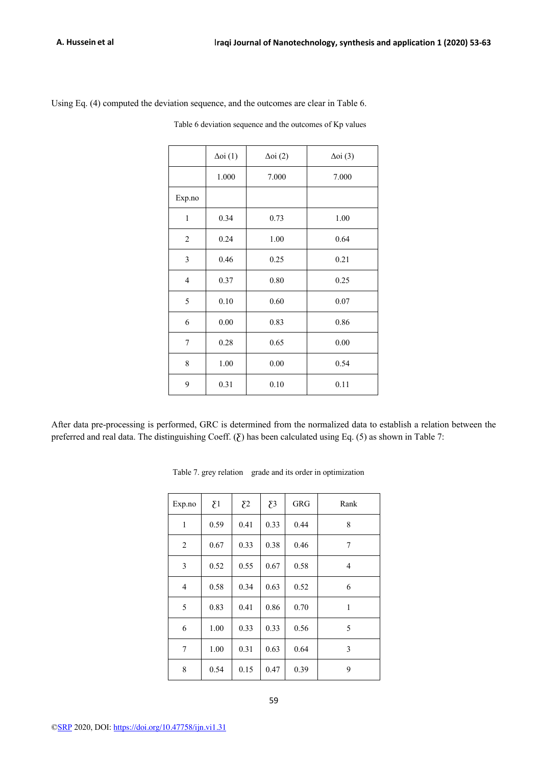Using Eq. (4) computed the deviation sequence, and the outcomes are clear in Table 6.

Table 6 deviation sequence and the outcomes of Kp values

| | Δoi (1) | Δoi (2) | Δoi (3) |
|---|---|---|---|
| | 1.000 | 7.000 | 7.000 |
| Exp.no | | | |
| 1 | 0.34 | 0.73 | 1.00 |
| 2 | 0.24 | 1.00 | 0.64 |
| 3 | 0.46 | 0.25 | 0.21 |
| 4 | 0.37 | 0.80 | 0.25 |
| 5 | 0.10 | 0.60 | 0.07 |
| 6 | 0.00 | 0.83 | 0.86 |
| 7 | 0.28 | 0.65 | 0.00 |
| 8 | 1.00 | 0.00 | 0.54 |
| 9 | 0.31 | 0.10 | 0.11 |

After data pre-processing is performed, GRC is determined from the normalized data to establish a relation between the preferred and real data. The distinguishing Coeff. (ξ) has been calculated using Eq. (5) as shown in Table 7:

Table 7. grey relation grade and its order in optimization

| Exp.no | ξ1 | ξ2 | ξ3 | GRG | Rank |
|---|---|---|---|---|---|
| 1 | 0.59 | 0.41 | 0.33 | 0.44 | 8 |
| 2 | 0.67 | 0.33 | 0.38 | 0.46 | 7 |
| 3 | 0.52 | 0.55 | 0.67 | 0.58 | 4 |
| 4 | 0.58 | 0.34 | 0.63 | 0.52 | 6 |
| 5 | 0.83 | 0.41 | 0.86 | 0.70 | 1 |
| 6 | 1.00 | 0.33 | 0.33 | 0.56 | 5 |
| 7 | 1.00 | 0.31 | 0.63 | 0.64 | 3 |
| 8 | 0.54 | 0.15 | 0.47 | 0.39 | 9 |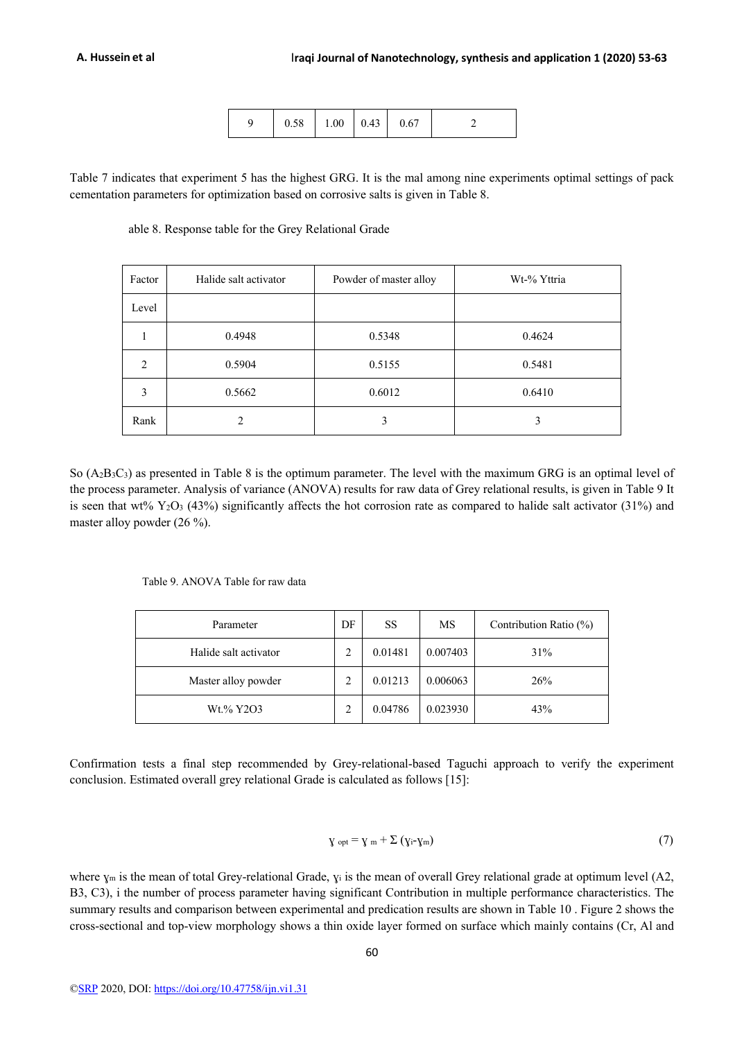| 9 | 0.58 | 1.00 | 0.43 | 0.67 | 2 |
|---|---|---|---|---|---|

Table 7 indicates that experiment 5 has the highest GRG. It is the mal among nine experiments optimal settings of pack cementation parameters for optimization based on corrosive salts is given in Table 8.

able 8. Response table for the Grey Relational Grade

| Factor | Halide salt activator | Powder of master alloy | Wt-% Yttria |
|---|---|---|---|
| Level | | | |
| 1 | 0.4948 | 0.5348 | 0.4624 |
| 2 | 0.5904 | 0.5155 | 0.5481 |
| 3 | 0.5662 | 0.6012 | 0.6410 |
| Rank | 2 | 3 | 3 |

So ($A_2B_3C_3$) as presented in Table 8 is the optimum parameter. The level with the maximum GRG is an optimal level of the process parameter. Analysis of variance (ANOVA) results for raw data of Grey relational results, is given in Table 9 It is seen that wt% $Y_2O_3$ (43%) significantly affects the hot corrosion rate as compared to halide salt activator (31%) and master alloy powder (26 %).

Table 9. ANOVA Table for raw data

| Parameter | DF | SS | MS | Contribution Ratio (%) |
|---|---|---|---|---|
| Halide salt activator | 2 | 0.01481 | 0.007403 | 31% |
| Master alloy powder | 2 | 0.01213 | 0.006063 | 26% |
| Wt.% Y2O3 | 2 | 0.04786 | 0.023930 | 43% |

Confirmation tests a final step recommended by Grey-relational-based Taguchi approach to verify the experiment conclusion. Estimated overall grey relational Grade is calculated as follows [15]:

$$\gamma_{opt} = \gamma_m + \Sigma (\gamma_i - \gamma_m) \tag{7}$$

where $\gamma_m$ is the mean of total Grey-relational Grade, $\gamma_i$ is the mean of overall Grey relational grade at optimum level (A2, B3, C3), i the number of process parameter having significant Contribution in multiple performance characteristics. The summary results and comparison between experimental and predication results are shown in Table 10 . Figure 2 shows the cross-sectional and top-view morphology shows a thin oxide layer formed on surface which mainly contains (Cr, Al and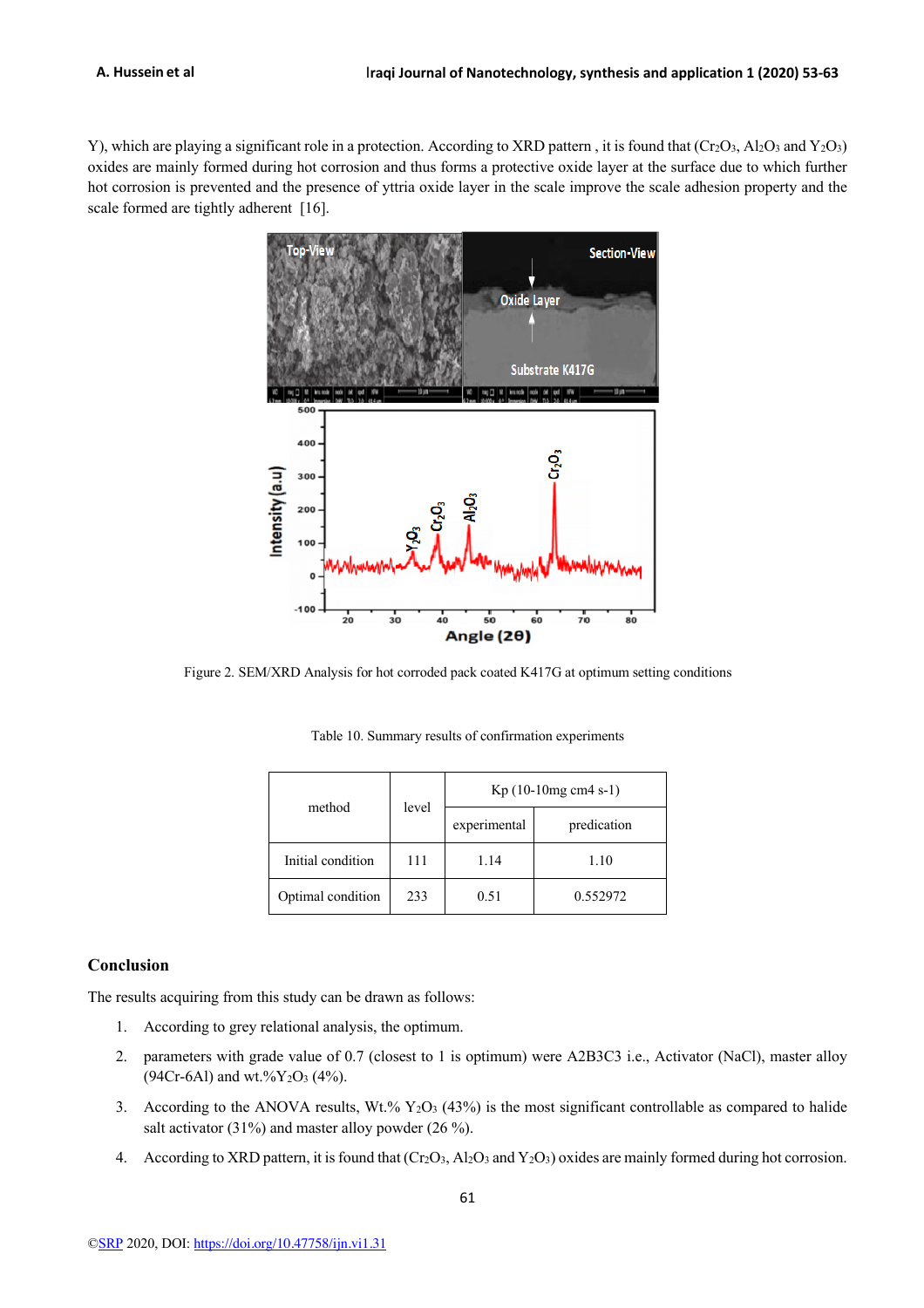Y), which are playing a significant role in a protection. According to XRD pattern , it is found that ($Cr_2O_3$, $Al_2O_3$ and $Y_2O_3$) oxides are mainly formed during hot corrosion and thus forms a protective oxide layer at the surface due to which further hot corrosion is prevented and the presence of yttria oxide layer in the scale improve the scale adhesion property and the scale formed are tightly adherent [16].

Figure 2. SEM/XRD Analysis for hot corroded pack coated K417G at optimum setting conditions

Table 10. Summary results of confirmation experiments

| method | level | Kp (10-10mg cm4 s-1) | |
|---|---|---|---|
| | | experimental | predication |
| Initial condition | 111 | 1.14 | 1.10 |
| Optimal condition | 233 | 0.51 | 0.552972 |

## Conclusion

The results acquiring from this study can be drawn as follows:

1. According to grey relational analysis, the optimum.
2. parameters with grade value of 0.7 (closest to 1 is optimum) were A2B3C3 i.e., Activator (NaCl), master alloy (94Cr-6Al) and wt.% $Y_2O_3$ (4%).
3. According to the ANOVA results, Wt.% $Y_2O_3$ (43%) is the most significant controllable as compared to halide salt activator (31%) and master alloy powder (26 %).
4. According to XRD pattern, it is found that ($Cr_2O_3$, $Al_2O_3$ and $Y_2O_3$) oxides are mainly formed during hot corrosion.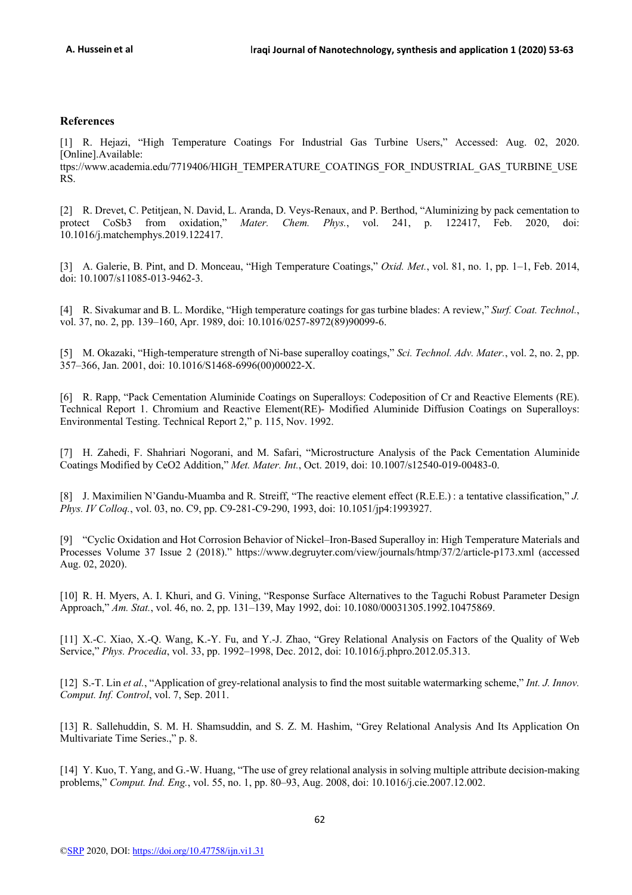## References

[1] R. Hejazi, "High Temperature Coatings For Industrial Gas Turbine Users," Accessed: Aug. 02, 2020. [Online].Available: ttps://www.academia.edu/7719406/HIGH_TEMPERATURE_COATINGS_FOR_INDUSTRIAL_GAS_TURBINE_USERS.

[2] R. Drevet, C. Petitjean, N. David, L. Aranda, D. Veys-Renaux, and P. Berthod, "Aluminizing by pack cementation to protect CoSb3 from oxidation," *Mater. Chem. Phys.*, vol. 241, p. 122417, Feb. 2020, doi: 10.1016/j.matchemphys.2019.122417.

[3] A. Galerie, B. Pint, and D. Monceau, "High Temperature Coatings," *Oxid. Met.*, vol. 81, no. 1, pp. 1–1, Feb. 2014, doi: 10.1007/s11085-013-9462-3.

[4] R. Sivakumar and B. L. Mordike, "High temperature coatings for gas turbine blades: A review," *Surf. Coat. Technol.*, vol. 37, no. 2, pp. 139–160, Apr. 1989, doi: 10.1016/0257-8972(89)90099-6.

[5] M. Okazaki, "High-temperature strength of Ni-base superalloy coatings," *Sci. Technol. Adv. Mater.*, vol. 2, no. 2, pp. 357–366, Jan. 2001, doi: 10.1016/S1468-6996(00)00022-X.

[6] R. Rapp, "Pack Cementation Aluminide Coatings on Superalloys: Codeposition of Cr and Reactive Elements (RE). Technical Report 1. Chromium and Reactive Element(RE)- Modified Aluminide Diffusion Coatings on Superalloys: Environmental Testing. Technical Report 2," p. 115, Nov. 1992.

[7] H. Zahedi, F. Shahriari Nogorani, and M. Safari, "Microstructure Analysis of the Pack Cementation Aluminide Coatings Modified by CeO2 Addition," *Met. Mater. Int.*, Oct. 2019, doi: 10.1007/s12540-019-00483-0.

[8] J. Maximilien N'Gandu-Muamba and R. Streiff, "The reactive element effect (R.E.E.) : a tentative classification," *J. Phys. IV Colloq.*, vol. 03, no. C9, pp. C9-281-C9-290, 1993, doi: 10.1051/jp4:1993927.

[9] "Cyclic Oxidation and Hot Corrosion Behavior of Nickel–Iron-Based Superalloy in: High Temperature Materials and Processes Volume 37 Issue 2 (2018)." https://www.degruyter.com/view/journals/htmp/37/2/article-p173.xml (accessed Aug. 02, 2020).

[10] R. H. Myers, A. I. Khuri, and G. Vining, "Response Surface Alternatives to the Taguchi Robust Parameter Design Approach," *Am. Stat.*, vol. 46, no. 2, pp. 131–139, May 1992, doi: 10.1080/00031305.1992.10475869.

[11] X.-C. Xiao, X.-Q. Wang, K.-Y. Fu, and Y.-J. Zhao, "Grey Relational Analysis on Factors of the Quality of Web Service," *Phys. Procedia*, vol. 33, pp. 1992–1998, Dec. 2012, doi: 10.1016/j.phpro.2012.05.313.

[12] S.-T. Lin *et al.*, "Application of grey-relational analysis to find the most suitable watermarking scheme," *Int. J. Innov. Comput. Inf. Control*, vol. 7, Sep. 2011.

[13] R. Sallehuddin, S. M. H. Shamsuddin, and S. Z. M. Hashim, "Grey Relational Analysis And Its Application On Multivariate Time Series.," p. 8.

[14] Y. Kuo, T. Yang, and G.-W. Huang, "The use of grey relational analysis in solving multiple attribute decision-making problems," *Comput. Ind. Eng.*, vol. 55, no. 1, pp. 80–93, Aug. 2008, doi: 10.1016/j.cie.2007.12.002.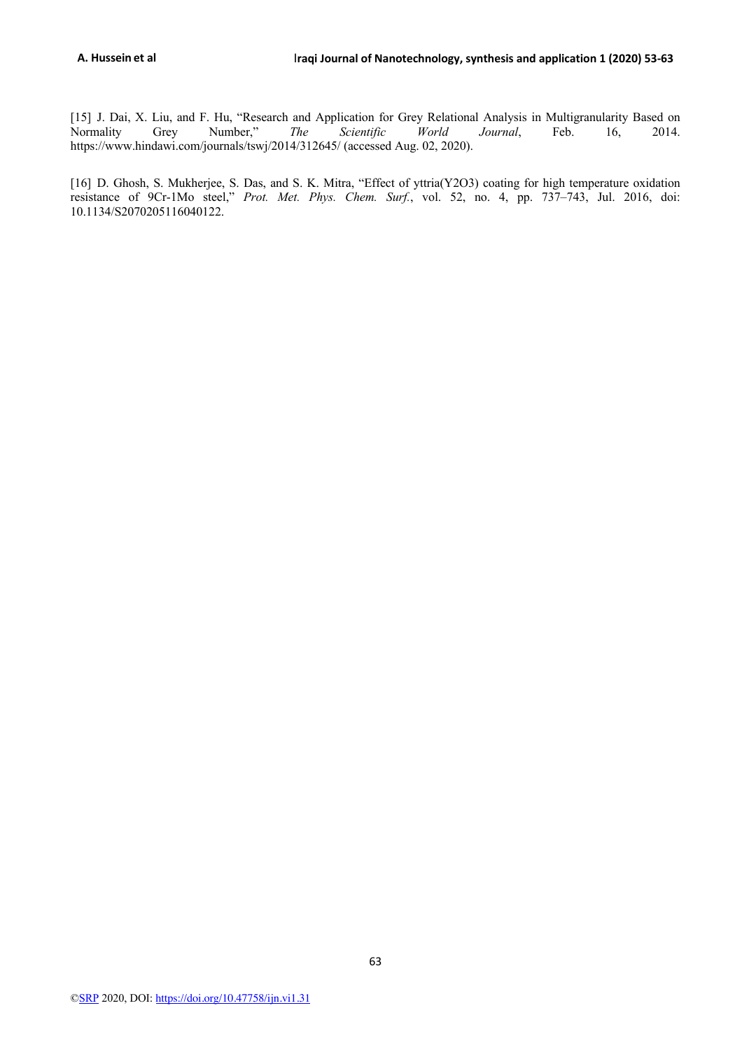[15] J. Dai, X. Liu, and F. Hu, "Research and Application for Grey Relational Analysis in Multigranularity Based on Normality Grey Number," *The Scientific World Journal*, Feb. 16, 2014. https://www.hindawi.com/journals/tswj/2014/312645/ (accessed Aug. 02, 2020).

[16] D. Ghosh, S. Mukherjee, S. Das, and S. K. Mitra, "Effect of yttria(Y2O3) coating for high temperature oxidation resistance of 9Cr-1Mo steel," *Prot. Met. Phys. Chem. Surf.*, vol. 52, no. 4, pp. 737–743, Jul. 2016, doi: 10.1134/S2070205116040122.